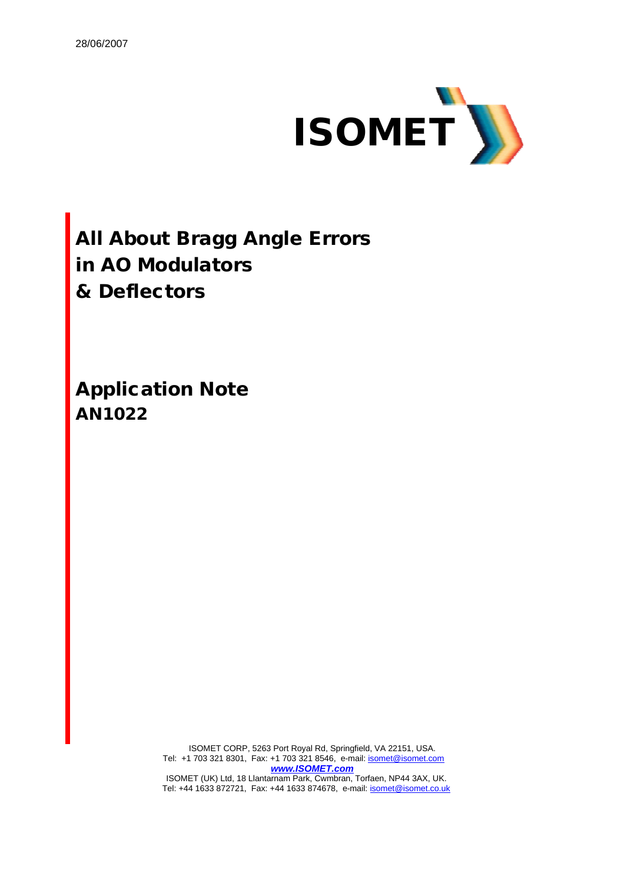28/06/2007

ISOMET

# All About Bragg Angle Errors in AO Modulators & Deflectors

## Application Note AN1022

ISOMET CORP, 5263 Port Royal Rd, Springfield, VA 22151, USA.
Tel: +1 703 321 8301, Fax: +1 703 321 8546, e-mail: isomet@isomet.com
***www.ISOMET.com***
ISOMET (UK) Ltd, 18 Llantarnam Park, Cwmbran, Torfaen, NP44 3AX, UK.
Tel: +44 1633 872721, Fax: +44 1633 874678, e-mail: isomet@isomet.co.uk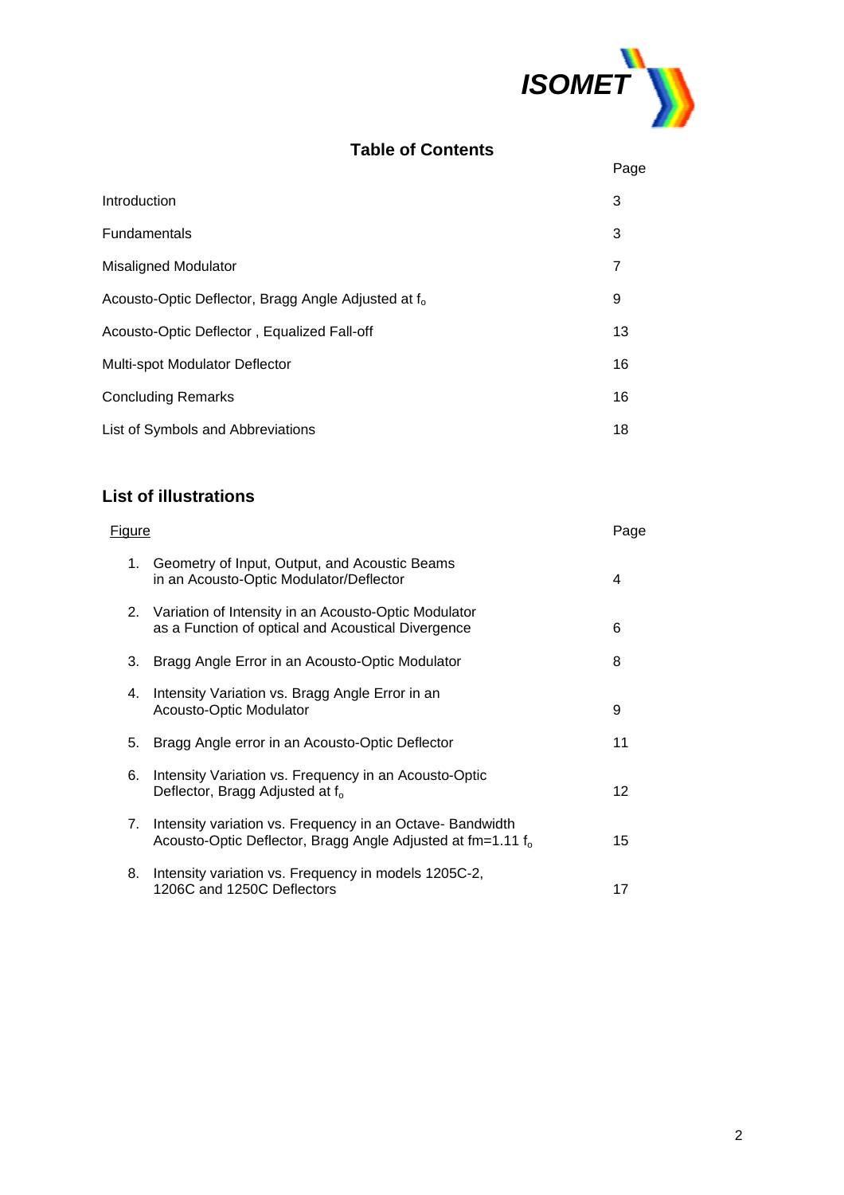## Table of Contents

| | Page |
|---|---|
| Introduction | 3 |
| Fundamentals | 3 |
| Misaligned Modulator | 7 |
| Acousto-Optic Deflector, Bragg Angle Adjusted at $f_o$ | 9 |
| Acousto-Optic Deflector , Equalized Fall-off | 13 |
| Multi-spot Modulator Deflector | 16 |
| Concluding Remarks | 16 |
| List of Symbols and Abbreviations | 18 |

## List of illustrations

| Figure | Page |
|---|---|
| 1. Geometry of Input, Output, and Acoustic Beams in an Acousto-Optic Modulator/Deflector | 4 |
| 2. Variation of Intensity in an Acousto-Optic Modulator as a Function of optical and Acoustical Divergence | 6 |
| 3. Bragg Angle Error in an Acousto-Optic Modulator | 8 |
| 4. Intensity Variation vs. Bragg Angle Error in an Acousto-Optic Modulator | 9 |
| 5. Bragg Angle error in an Acousto-Optic Deflector | 11 |
| 6. Intensity Variation vs. Frequency in an Acousto-Optic Deflector, Bragg Adjusted at $f_o$ | 12 |
| 7. Intensity variation vs. Frequency in an Octave- Bandwidth Acousto-Optic Deflector, Bragg Angle Adjusted at fm=1.11 $f_o$ | 15 |
| 8. Intensity variation vs. Frequency in models 1205C-2, 1206C and 1250C Deflectors | 17 |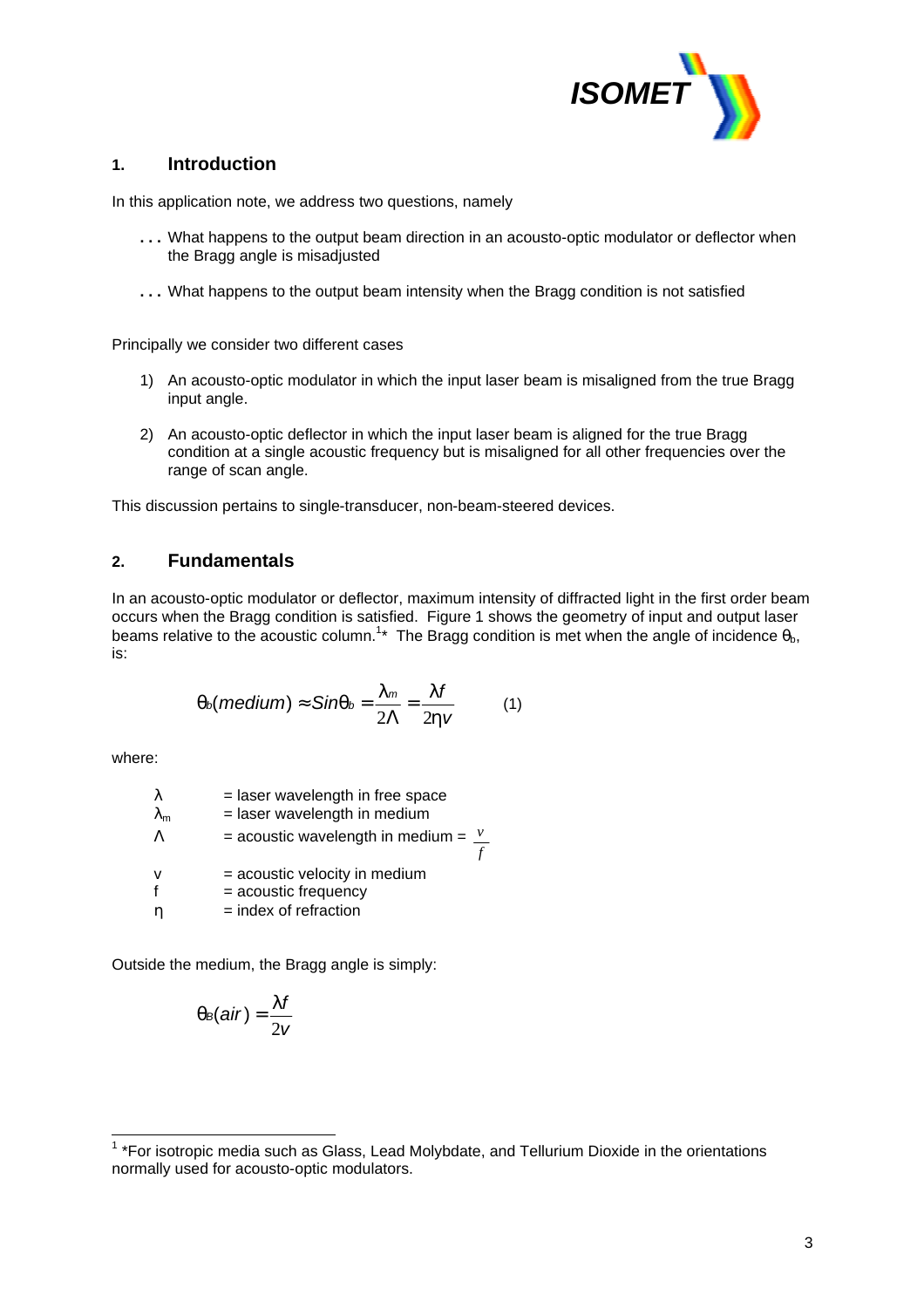## 1. Introduction

In this application note, we address two questions, namely

- What happens to the output beam direction in an acousto-optic modulator or deflector when the Bragg angle is misadjusted
- What happens to the output beam intensity when the Bragg condition is not satisfied

Principally we consider two different cases

1) An acousto-optic modulator in which the input laser beam is misaligned from the true Bragg input angle.
2) An acousto-optic deflector in which the input laser beam is aligned for the true Bragg condition at a single acoustic frequency but is misaligned for all other frequencies over the range of scan angle.

This discussion pertains to single-transducer, non-beam-steered devices.

## 2. Fundamentals

In an acousto-optic modulator or deflector, maximum intensity of diffracted light in the first order beam occurs when the Bragg condition is satisfied. Figure 1 shows the geometry of input and output laser beams relative to the acoustic column.[1]* The Bragg condition is met when the angle of incidence $\theta_b$, is:

$$\theta_b(medium) \approx Sin\theta_b = \frac{\lambda_m}{2\Lambda} = \frac{\lambda f}{2\eta v} \qquad (1)$$

where:

| | |
|---|---|
| $\lambda$ | = laser wavelength in free space |
| $\lambda_m$ | = laser wavelength in medium |
| $\Lambda$ | = acoustic wavelength in medium = $\frac{v}{f}$ |
| v | = acoustic velocity in medium |
| f | = acoustic frequency |
| $\eta$ | = index of refraction |

Outside the medium, the Bragg angle is simply:

$$\theta_B(air) = \frac{\lambda f}{2v}$$

---

[1] *For isotropic media such as Glass, Lead Molybdate, and Tellurium Dioxide in the orientations normally used for acousto-optic modulators.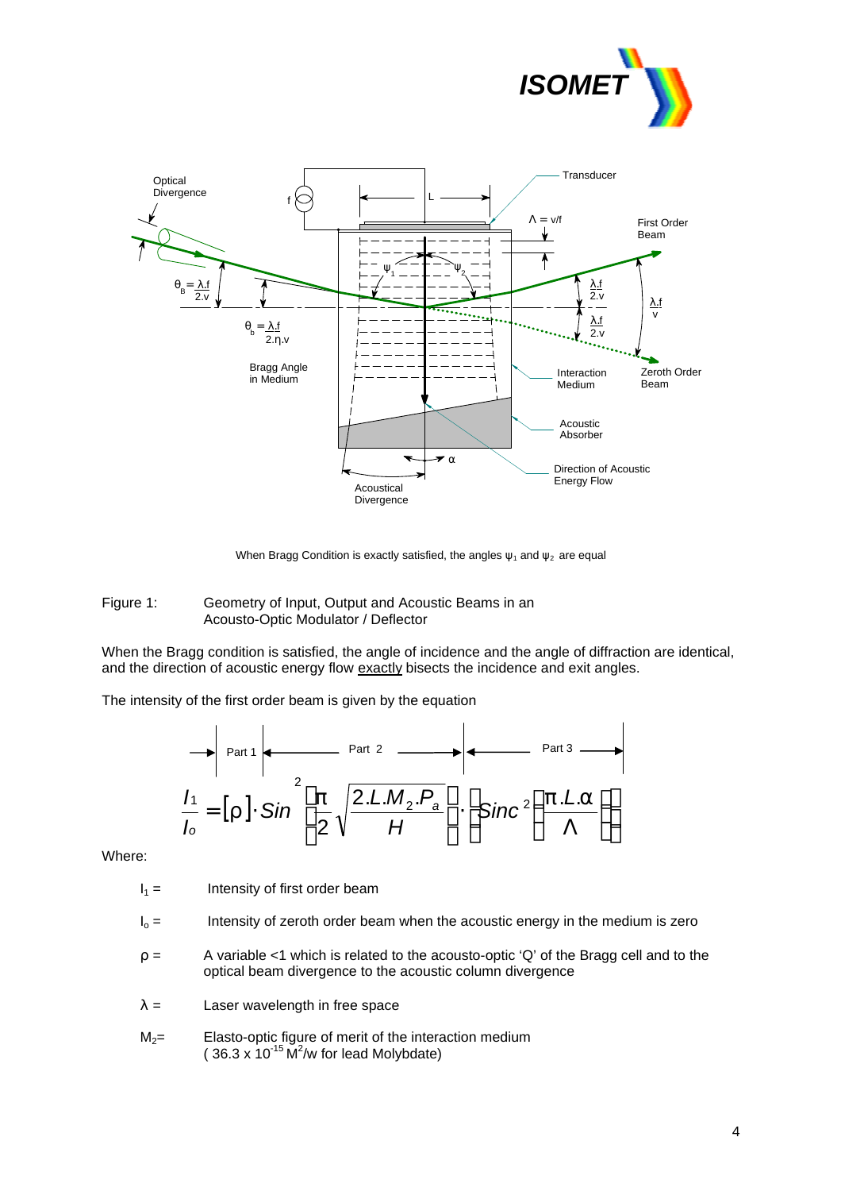When Bragg Condition is exactly satisfied, the angles $\psi_1$ and $\psi_2$ are equal

Figure 1: Geometry of Input, Output and Acoustic Beams in an Acousto-Optic Modulator / Deflector

When the Bragg condition is satisfied, the angle of incidence and the angle of diffraction are identical, and the direction of acoustic energy flow exactly bisects the incidence and exit angles.

The intensity of the first order beam is given by the equation

Part 1 | Part 2 | Part 3

$$\frac{I_1}{I_o} = [\rho] \cdot Sin^2\left[\frac{\pi}{2}\sqrt{\frac{2.L.M_2.P_a}{H}}\right] \cdot \left[Sinc^2\left[\frac{\pi.L.\alpha}{\Lambda}\right]\right]$$

Where:

- $I_1$ = Intensity of first order beam
- $I_o$ = Intensity of zeroth order beam when the acoustic energy in the medium is zero
- $\rho$ = A variable <1 which is related to the acousto-optic 'Q' of the Bragg cell and to the optical beam divergence to the acoustic column divergence
- $\lambda$ = Laser wavelength in free space
- $M_2$ = Elasto-optic figure of merit of the interaction medium ( $36.3 \times 10^{-15}$ $M^2$/w for lead Molybdate)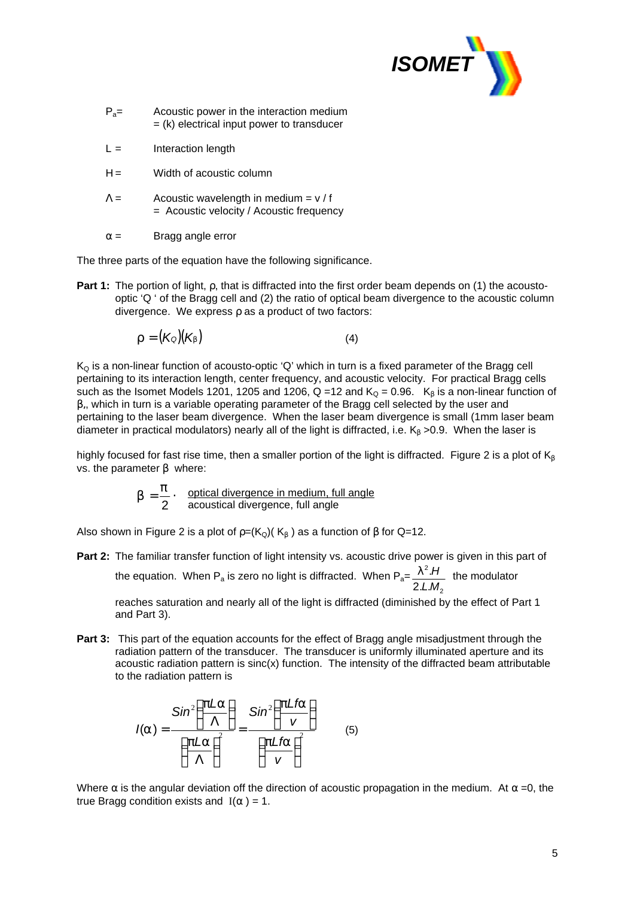$P_a$ = Acoustic power in the interaction medium
= (k) electrical input power to transducer

$L$ = Interaction length

$H$ = Width of acoustic column

$\Lambda$ = Acoustic wavelength in medium = v / f
= Acoustic velocity / Acoustic frequency

$\alpha$ = Bragg angle error

The three parts of the equation have the following significance.

**Part 1:** The portion of light, $\rho$, that is diffracted into the first order beam depends on (1) the acousto-optic 'Q ' of the Bragg cell and (2) the ratio of optical beam divergence to the acoustic column divergence. We express $\rho$ as a product of two factors:

$$\rho = (K_Q)(K_\beta) \qquad (4)$$

$K_Q$ is a non-linear function of acousto-optic 'Q' which in turn is a fixed parameter of the Bragg cell pertaining to its interaction length, center frequency, and acoustic velocity. For practical Bragg cells such as the Isomet Models 1201, 1205 and 1206, Q =12 and $K_Q$ = 0.96. $K_\beta$ is a non-linear function of $\beta$,, which in turn is a variable operating parameter of the Bragg cell selected by the user and pertaining to the laser beam divergence. When the laser beam divergence is small (1mm laser beam diameter in practical modulators) nearly all of the light is diffracted, i.e. $K_\beta$ >0.9. When the laser is

highly focused for fast rise time, then a smaller portion of the light is diffracted. Figure 2 is a plot of $K_\beta$ vs. the parameter $\beta$ where:

$$\beta = \frac{\pi}{2} \cdot \frac{\text{optical divergence in medium, full angle}}{\text{acoustical divergence, full angle}}$$

Also shown in Figure 2 is a plot of $\rho$=($K_Q$)( $K_\beta$ ) as a function of $\beta$ for Q=12.

**Part 2:** The familiar transfer function of light intensity vs. acoustic drive power is given in this part of the equation. When $P_a$ is zero no light is diffracted. When $P_a = \frac{\lambda^2 . H}{2 . L . M_2}$ the modulator reaches saturation and nearly all of the light is diffracted (diminished by the effect of Part 1 and Part 3).

**Part 3:** This part of the equation accounts for the effect of Bragg angle misadjustment through the radiation pattern of the transducer. The transducer is uniformly illuminated aperture and its acoustic radiation pattern is sinc(x) function. The intensity of the diffracted beam attributable to the radiation pattern is

$$I(\alpha) = \frac{Sin^2\left(\frac{\pi L \alpha}{\Lambda}\right)}{\left(\frac{\pi L \alpha}{\Lambda}\right)^2} = \frac{Sin^2\left(\frac{\pi L f \alpha}{v}\right)}{\left(\frac{\pi L f \alpha}{v}\right)^2} \qquad (5)$$

Where $\alpha$ is the angular deviation off the direction of acoustic propagation in the medium. At $\alpha$ =0, the true Bragg condition exists and $I(\alpha)$ = 1.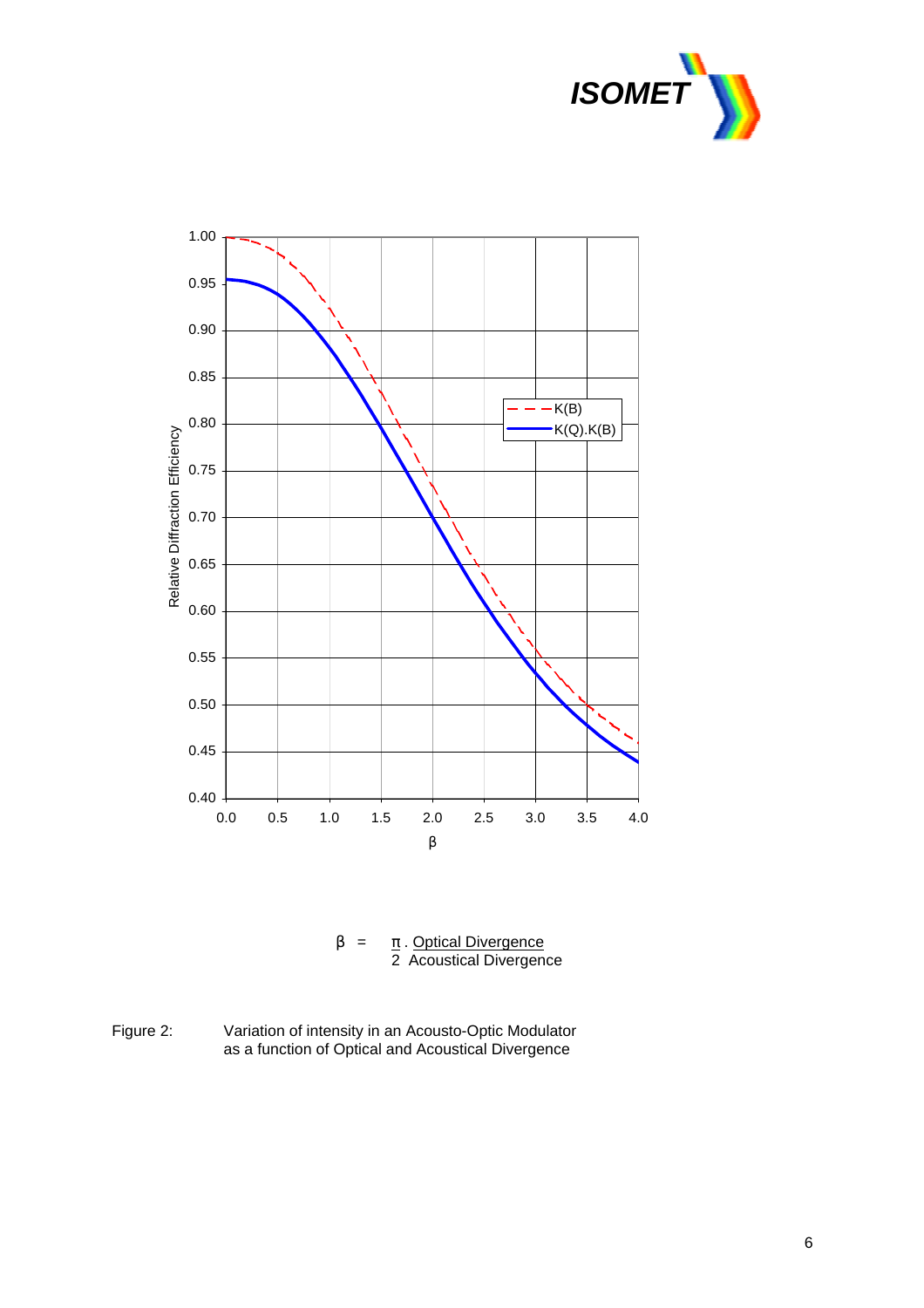$$\beta = \frac{\pi}{2} \cdot \frac{\text{Optical Divergence}}{\text{Acoustical Divergence}}$$

Figure 2: Variation of intensity in an Acousto-Optic Modulator as a function of Optical and Acoustical Divergence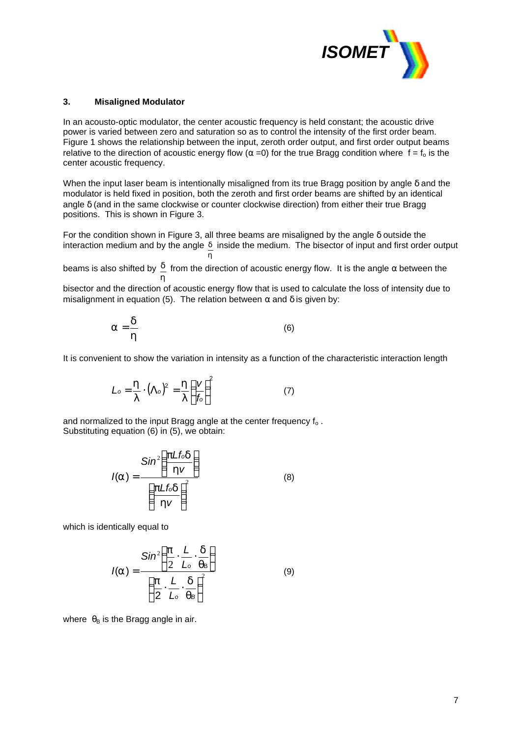### 3. Misaligned Modulator

In an acousto-optic modulator, the center acoustic frequency is held constant; the acoustic drive power is varied between zero and saturation so as to control the intensity of the first order beam. Figure 1 shows the relationship between the input, zeroth order output, and first order output beams relative to the direction of acoustic energy flow ($\alpha = 0$) for the true Bragg condition where $f = f_o$ is the center acoustic frequency.

When the input laser beam is intentionally misaligned from its true Bragg position by angle $\delta$ and the modulator is held fixed in position, both the zeroth and first order beams are shifted by an identical angle $\delta$ (and in the same clockwise or counter clockwise direction) from either their true Bragg positions. This is shown in Figure 3.

For the condition shown in Figure 3, all three beams are misaligned by the angle $\delta$ outside the interaction medium and by the angle $\frac{\delta}{\eta}$ inside the medium. The bisector of input and first order output beams is also shifted by $\frac{\delta}{\eta}$ from the direction of acoustic energy flow. It is the angle $\alpha$ between the bisector and the direction of acoustic energy flow that is used to calculate the loss of intensity due to misalignment in equation (5). The relation between $\alpha$ and $\delta$ is given by:

$$\alpha = \frac{\delta}{\eta} \tag{6}$$

It is convenient to show the variation in intensity as a function of the characteristic interaction length

$$L_o = \frac{\eta}{\lambda} \cdot (\Lambda_o)^2 = \frac{\eta}{\lambda}\left(\frac{v}{f_o}\right)^2 \tag{7}$$

and normalized to the input Bragg angle at the center frequency $f_o$.
Substituting equation (6) in (5), we obtain:

$$I(\alpha) = \frac{Sin^2\left(\frac{\pi L f_o \delta}{\eta v}\right)}{\left(\frac{\pi L f_o \delta}{\eta v}\right)^2} \tag{8}$$

which is identically equal to

$$I(\alpha) = \frac{Sin^2\left(\frac{\pi}{2} \cdot \frac{L}{L_o} \cdot \frac{\delta}{\theta_B}\right)}{\left(\frac{\pi}{2} \cdot \frac{L}{L_o} \cdot \frac{\delta}{\theta_B}\right)^2} \tag{9}$$

where $\theta_B$ is the Bragg angle in air.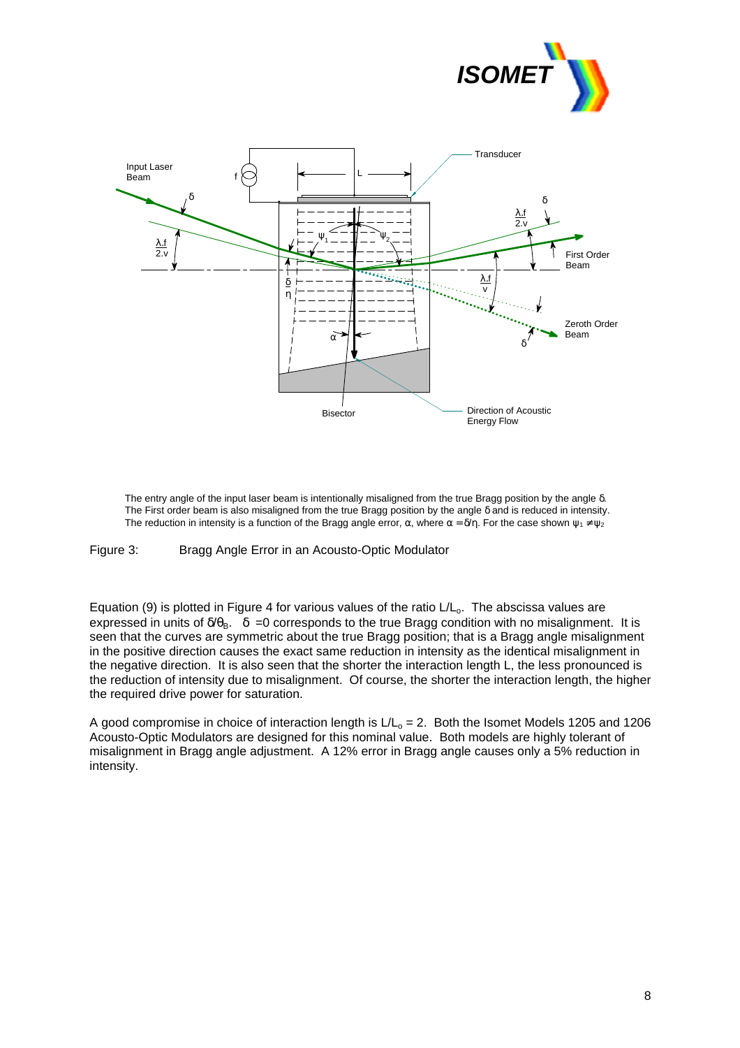The entry angle of the input laser beam is intentionally misaligned from the true Bragg position by the angle δ. The First order beam is also misaligned from the true Bragg position by the angle δ and is reduced in intensity. The reduction in intensity is a function of the Bragg angle error, α, where $\alpha = \delta/\eta$. For the case shown $\psi_1 \neq \psi_2$

Figure 3: Bragg Angle Error in an Acousto-Optic Modulator

Equation (9) is plotted in Figure 4 for various values of the ratio $L/L_o$. The abscissa values are expressed in units of $\delta/\theta_B$. $\delta = 0$ corresponds to the true Bragg condition with no misalignment. It is seen that the curves are symmetric about the true Bragg position; that is a Bragg angle misalignment in the positive direction causes the exact same reduction in intensity as the identical misalignment in the negative direction. It is also seen that the shorter the interaction length L, the less pronounced is the reduction of intensity due to misalignment. Of course, the shorter the interaction length, the higher the required drive power for saturation.

A good compromise in choice of interaction length is $L/L_o = 2$. Both the Isomet Models 1205 and 1206 Acousto-Optic Modulators are designed for this nominal value. Both models are highly tolerant of misalignment in Bragg angle adjustment. A 12% error in Bragg angle causes only a 5% reduction in intensity.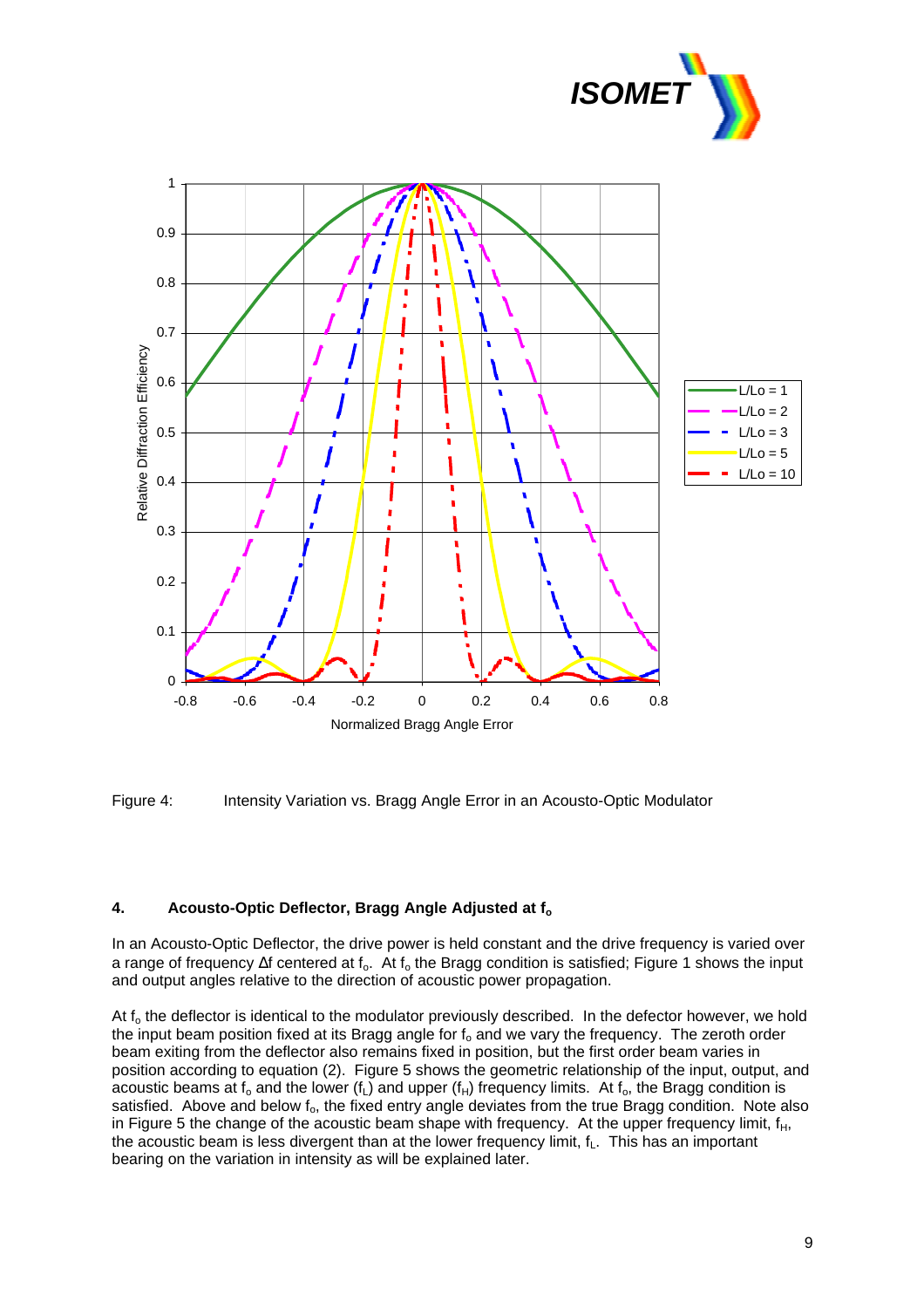Figure 4: Intensity Variation vs. Bragg Angle Error in an Acousto-Optic Modulator

## 4. Acousto-Optic Deflector, Bragg Angle Adjusted at $f_o$

In an Acousto-Optic Deflector, the drive power is held constant and the drive frequency is varied over a range of frequency $\Delta f$ centered at $f_o$. At $f_o$ the Bragg condition is satisfied; Figure 1 shows the input and output angles relative to the direction of acoustic power propagation.

At $f_o$ the deflector is identical to the modulator previously described. In the defector however, we hold the input beam position fixed at its Bragg angle for $f_o$ and we vary the frequency. The zeroth order beam exiting from the deflector also remains fixed in position, but the first order beam varies in position according to equation (2). Figure 5 shows the geometric relationship of the input, output, and acoustic beams at $f_o$ and the lower ($f_L$) and upper ($f_H$) frequency limits. At $f_o$, the Bragg condition is satisfied. Above and below $f_o$, the fixed entry angle deviates from the true Bragg condition. Note also in Figure 5 the change of the acoustic beam shape with frequency. At the upper frequency limit, $f_H$, the acoustic beam is less divergent than at the lower frequency limit, $f_L$. This has an important bearing on the variation in intensity as will be explained later.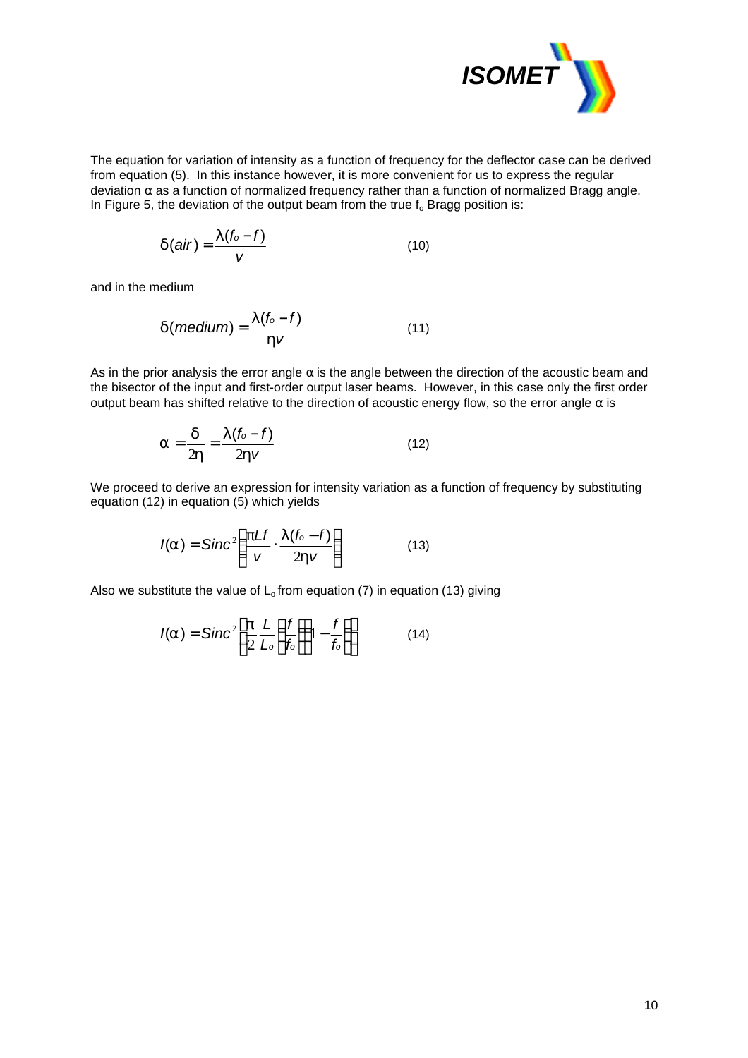The equation for variation of intensity as a function of frequency for the deflector case can be derived from equation (5). In this instance however, it is more convenient for us to express the regular deviation α as a function of normalized frequency rather than a function of normalized Bragg angle. In Figure 5, the deviation of the output beam from the true $f_o$ Bragg position is:

$$\delta(air) = \frac{\lambda(f_o - f)}{v} \qquad (10)$$

and in the medium

$$\delta(medium) = \frac{\lambda(f_o - f)}{\eta v} \qquad (11)$$

As in the prior analysis the error angle α is the angle between the direction of the acoustic beam and the bisector of the input and first-order output laser beams. However, in this case only the first order output beam has shifted relative to the direction of acoustic energy flow, so the error angle α is

$$\alpha = \frac{\delta}{2\eta} = \frac{\lambda(f_o - f)}{2\eta v} \qquad (12)$$

We proceed to derive an expression for intensity variation as a function of frequency by substituting equation (12) in equation (5) which yields

$$I(\alpha) = Sinc^2\left[\frac{\pi L f}{v} \cdot \frac{\lambda(f_o - f)}{2\eta v}\right] \qquad (13)$$

Also we substitute the value of $L_o$ from equation (7) in equation (13) giving

$$I(\alpha) = Sinc^2\left[\frac{\pi}{2}\frac{L}{L_o}\left(\frac{f}{f_o}\right)\left(1 - \frac{f}{f_o}\right)\right] \qquad (14)$$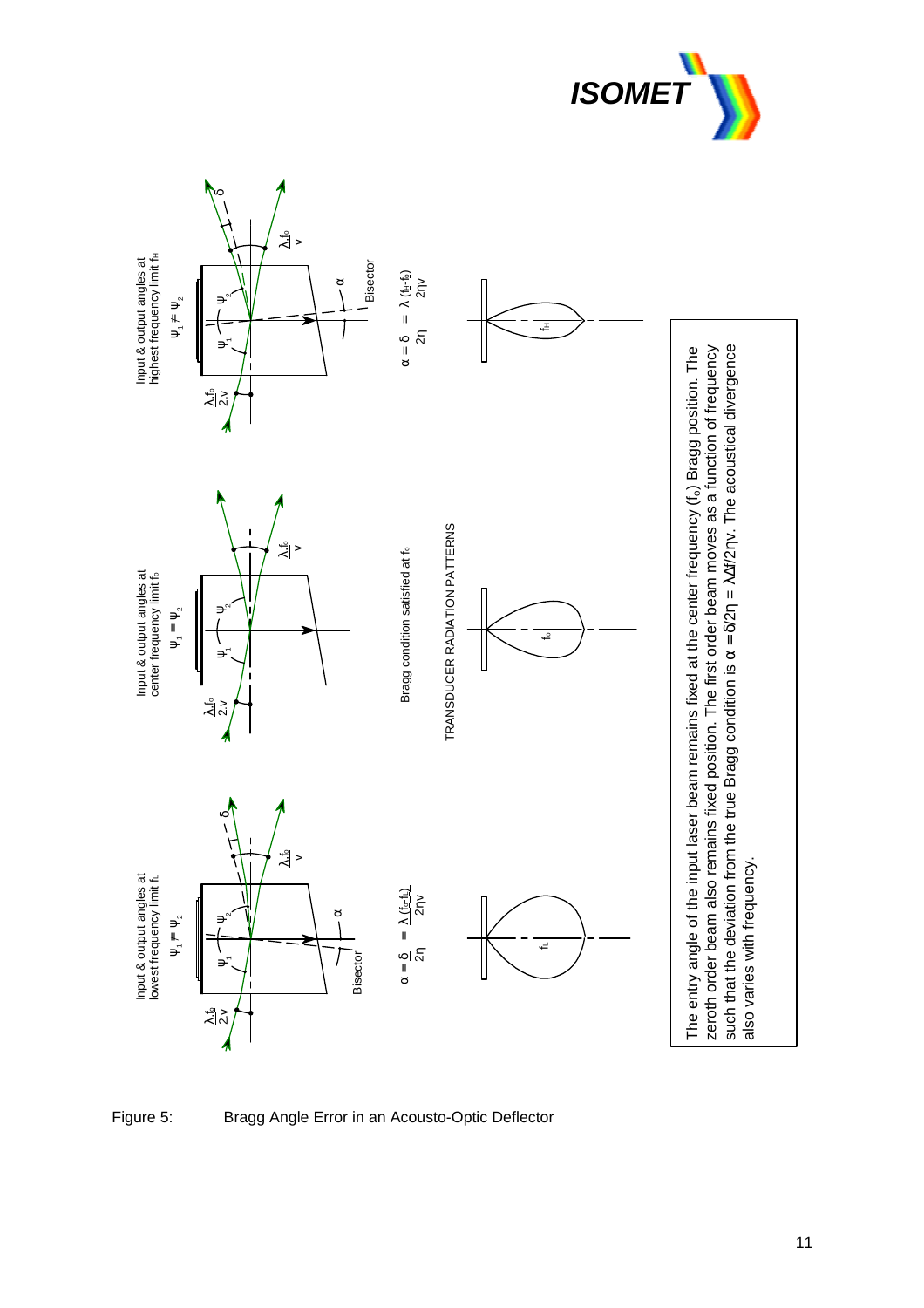Input & output angles at lowest frequency limit $f_L$

$\psi_1 \neq \psi_2$

$\alpha = \frac{\delta}{2\eta} = \frac{\lambda (f_o - f_L)}{2\eta v}$

Input & output angles at center frequency limit $f_o$

$\psi_1 = \psi_2$

Bragg condition satisfied at $f_o$

Input & output angles at highest frequency limit $f_H$

$\psi_1 \neq \psi_2$

$\alpha = \frac{\delta}{2\eta} = \frac{\lambda (f_H - f_o)}{2\eta v}$

TRANSDUCER RADIATION PATTERNS

The entry angle of the input laser beam remains fixed at the center frequency ($f_o$) Bragg position. The zeroth order beam also remains fixed position. The first order beam moves as a function of frequency such that the deviation from the true Bragg condition is $\alpha = \delta/2\eta = \lambda\Delta f/2\eta v$. The acoustical divergence also varies with frequency.

Figure 5: Bragg Angle Error in an Acousto-Optic Deflector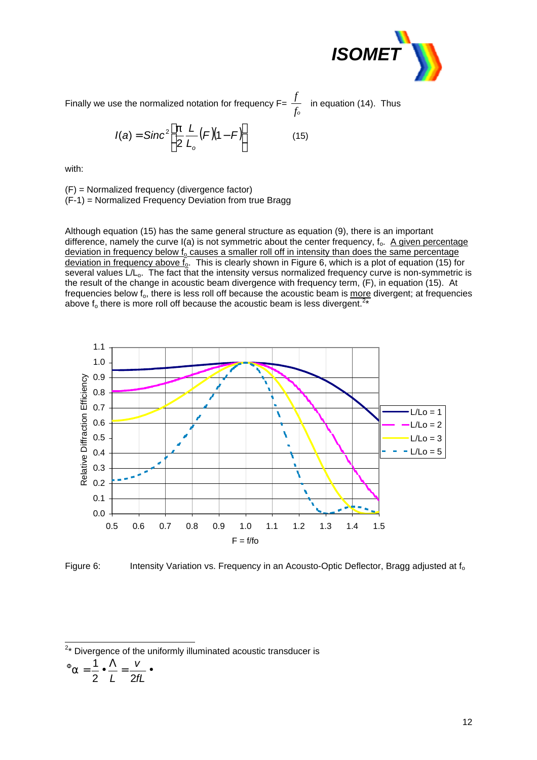Finally we use the normalized notation for frequency F= $\frac{f}{f_o}$ in equation (14). Thus

$$I(a) = Sinc^2\left[\frac{\pi}{2}\frac{L}{L_o}(F)(1-F)\right] \qquad (15)$$

with:

(F) = Normalized frequency (divergence factor)
(F-1) = Normalized Frequency Deviation from true Bragg

Although equation (15) has the same general structure as equation (9), there is an important difference, namely the curve I(a) is not symmetric about the center frequency, $f_o$. A given percentage deviation in frequency below $f_o$ causes a smaller roll off in intensity than does the same percentage deviation in frequency above $f_o$. This is clearly shown in Figure 6, which is a plot of equation (15) for several values $L/L_o$. The fact that the intensity versus normalized frequency curve is non-symmetric is the result of the change in acoustic beam divergence with frequency term, (F), in equation (15). At frequencies below $f_o$, there is less roll off because the acoustic beam is more divergent; at frequencies above $f_o$ there is more roll off because the acoustic beam is less divergent.[2*]

Figure 6: Intensity Variation vs. Frequency in an Acousto-Optic Deflector, Bragg adjusted at $f_o$

---

[2*] Divergence of the uniformly illuminated acoustic transducer is

$$\Phi_\alpha = \frac{1}{2} \bullet \frac{\Lambda}{L} = \frac{v}{2fL} \bullet$$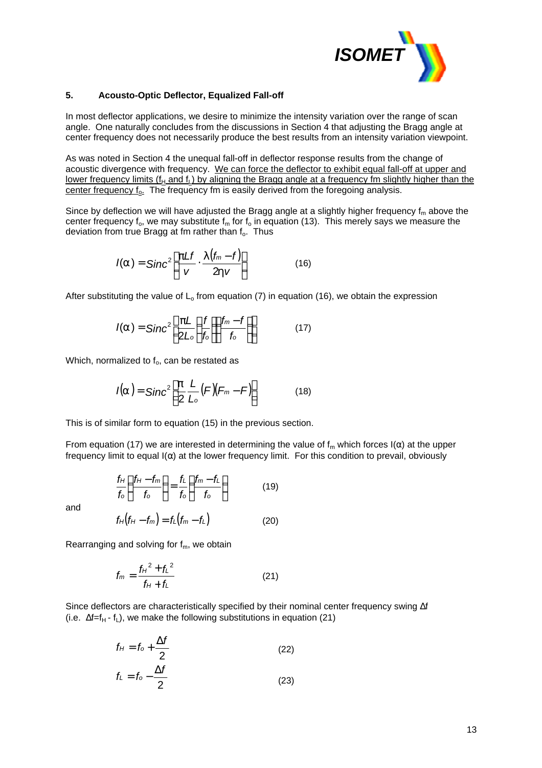## 5. Acousto-Optic Deflector, Equalized Fall-off

In most deflector applications, we desire to minimize the intensity variation over the range of scan angle. One naturally concludes from the discussions in Section 4 that adjusting the Bragg angle at center frequency does not necessarily produce the best results from an intensity variation viewpoint.

As was noted in Section 4 the unequal fall-off in deflector response results from the change of acoustic divergence with frequency. We can force the deflector to exhibit equal fall-off at upper and lower frequency limits ($f_H$ and $f_L$) by aligning the Bragg angle at a frequency fm slightly higher than the center frequency $f_o$. The frequency fm is easily derived from the foregoing analysis.

Since by deflection we will have adjusted the Bragg angle at a slightly higher frequency $f_m$ above the center frequency $f_o$, we may substitute $f_m$ for $f_o$ in equation (13). This merely says we measure the deviation from true Bragg at fm rather than $f_o$. Thus

$$I(\alpha) = Sinc^2\left[\frac{\pi L f}{v} \cdot \frac{\lambda (f_m - f)}{2\eta v}\right] \qquad (16)$$

After substituting the value of $L_o$ from equation (7) in equation (16), we obtain the expression

$$I(\alpha) = Sinc^2\left[\frac{\pi L}{2L_o}\left(\frac{f}{f_o}\right)\left(\frac{f_m - f}{f_o}\right)\right] \qquad (17)$$

Which, normalized to $f_o$, can be restated as

$$I(\alpha) = Sinc^2\left[\frac{\pi}{2}\frac{L}{L_o}(F)(F_m - F)\right] \qquad (18)$$

This is of similar form to equation (15) in the previous section.

From equation (17) we are interested in determining the value of $f_m$ which forces $I(\alpha)$ at the upper frequency limit to equal $I(\alpha)$ at the lower frequency limit. For this condition to prevail, obviously

$$\frac{f_H}{f_o}\left(\frac{f_H - f_m}{f_o}\right) = \frac{f_L}{f_o}\left(\frac{f_m - f_L}{f_o}\right) \qquad (19)$$

and

$$f_H(f_H - f_m) = f_L(f_m - f_L) \qquad (20)$$

Rearranging and solving for $f_m$, we obtain

$$f_m = \frac{f_H^{\,2} + f_L^{\,2}}{f_H + f_L} \qquad (21)$$

Since deflectors are characteristically specified by their nominal center frequency swing $\Delta f$ (i.e. $\Delta f = f_H - f_L$), we make the following substitutions in equation (21)

$$f_H = f_o + \frac{\Delta f}{2} \qquad (22)$$

$$f_L = f_o - \frac{\Delta f}{2} \qquad (23)$$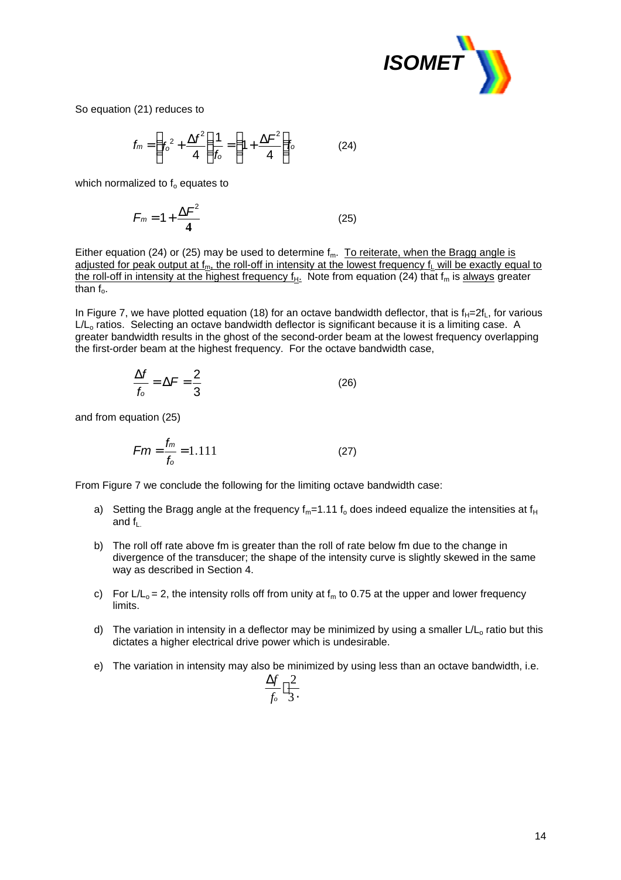So equation (21) reduces to

$$f_m = \left(f_o^2 + \frac{\Delta f^2}{4}\right)\frac{1}{f_o} = \left(1 + \frac{\Delta F^2}{4}\right)f_o \qquad (24)$$

which normalized to $f_o$ equates to

$$F_m = 1 + \frac{\Delta F^2}{4} \qquad (25)$$

Either equation (24) or (25) may be used to determine $f_m$. To reiterate, when the Bragg angle is adjusted for peak output at $f_m$, the roll-off in intensity at the lowest frequency $f_L$ will be exactly equal to the roll-off in intensity at the highest frequency $f_H$. Note from equation (24) that $f_m$ is always greater than $f_o$.

In Figure 7, we have plotted equation (18) for an octave bandwidth deflector, that is $f_H$=2$f_L$, for various $L/L_o$ ratios. Selecting an octave bandwidth deflector is significant because it is a limiting case. A greater bandwidth results in the ghost of the second-order beam at the lowest frequency overlapping the first-order beam at the highest frequency. For the octave bandwidth case,

$$\frac{\Delta f}{f_o} = \Delta F = \frac{2}{3} \qquad (26)$$

and from equation (25)

$$Fm = \frac{f_m}{f_o} = 1.111 \qquad (27)$$

From Figure 7 we conclude the following for the limiting octave bandwidth case:

a) Setting the Bragg angle at the frequency $f_m$=1.11 $f_o$ does indeed equalize the intensities at $f_H$ and $f_L$.

b) The roll off rate above fm is greater than the roll of rate below fm due to the change in divergence of the transducer; the shape of the intensity curve is slightly skewed in the same way as described in Section 4.

c) For $L/L_o$ = 2, the intensity rolls off from unity at $f_m$ to 0.75 at the upper and lower frequency limits.

d) The variation in intensity in a deflector may be minimized by using a smaller $L/L_o$ ratio but this dictates a higher electrical drive power which is undesirable.

e) The variation in intensity may also be minimized by using less than an octave bandwidth, i.e. $\frac{\Delta f}{f_o} < \frac{2}{3}$.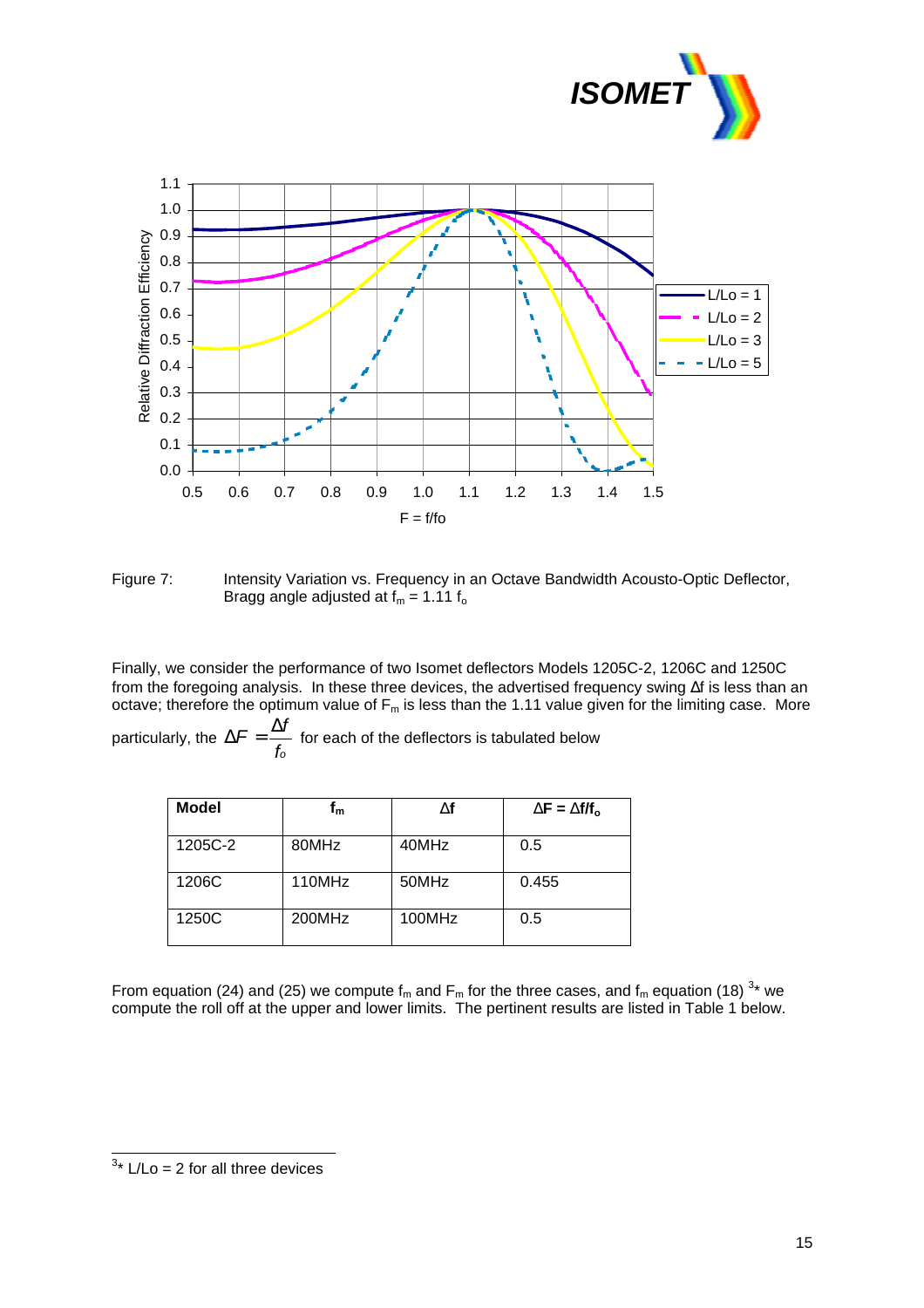Figure 7: Intensity Variation vs. Frequency in an Octave Bandwidth Acousto-Optic Deflector, Bragg angle adjusted at $f_m = 1.11\ f_o$

Finally, we consider the performance of two Isomet deflectors Models 1205C-2, 1206C and 1250C from the foregoing analysis. In these three devices, the advertised frequency swing Δf is less than an octave; therefore the optimum value of $F_m$ is less than the 1.11 value given for the limiting case. More particularly, the $\Delta F = \dfrac{\Delta f}{f_o}$ for each of the deflectors is tabulated below

| Model | $f_m$ | Δf | $\Delta F = \Delta f/f_o$ |
|---|---|---|---|
| 1205C-2 | 80MHz | 40MHz | 0.5 |
| 1206C | 110MHz | 50MHz | 0.455 |
| 1250C | 200MHz | 100MHz | 0.5 |

From equation (24) and (25) we compute $f_m$ and $F_m$ for the three cases, and $f_m$ equation (18) [3*] we compute the roll off at the upper and lower limits. The pertinent results are listed in Table 1 below.

[3*] L/Lo = 2 for all three devices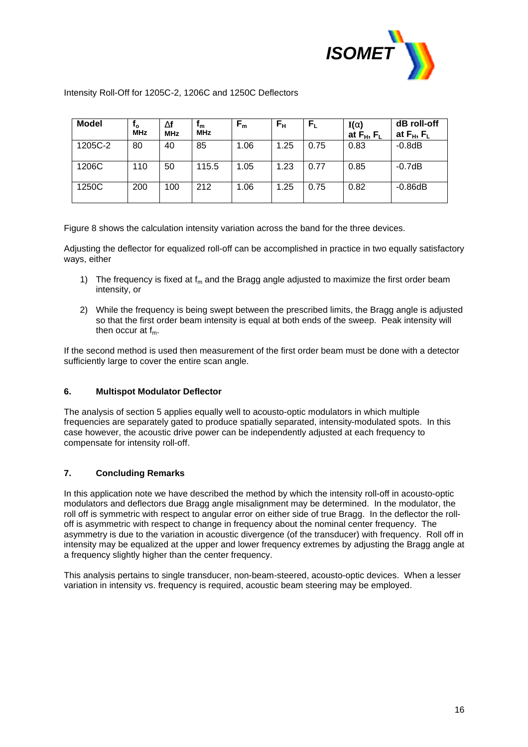Intensity Roll-Off for 1205C-2, 1206C and 1250C Deflectors

| Model | $f_o$ MHz | $\Delta f$ MHz | $f_m$ MHz | $F_m$ | $F_H$ | $F_L$ | $I(\alpha)$ at $F_H$, $F_L$ | dB roll-off at $F_H$, $F_L$ |
|---|---|---|---|---|---|---|---|---|
| 1205C-2 | 80 | 40 | 85 | 1.06 | 1.25 | 0.75 | 0.83 | -0.8dB |
| 1206C | 110 | 50 | 115.5 | 1.05 | 1.23 | 0.77 | 0.85 | -0.7dB |
| 1250C | 200 | 100 | 212 | 1.06 | 1.25 | 0.75 | 0.82 | -0.86dB |

Figure 8 shows the calculation intensity variation across the band for the three devices.

Adjusting the deflector for equalized roll-off can be accomplished in practice in two equally satisfactory ways, either

1) The frequency is fixed at $f_m$ and the Bragg angle adjusted to maximize the first order beam intensity, or

2) While the frequency is being swept between the prescribed limits, the Bragg angle is adjusted so that the first order beam intensity is equal at both ends of the sweep. Peak intensity will then occur at $f_m$.

If the second method is used then measurement of the first order beam must be done with a detector sufficiently large to cover the entire scan angle.

## 6. Multispot Modulator Deflector

The analysis of section 5 applies equally well to acousto-optic modulators in which multiple frequencies are separately gated to produce spatially separated, intensity-modulated spots. In this case however, the acoustic drive power can be independently adjusted at each frequency to compensate for intensity roll-off.

## 7. Concluding Remarks

In this application note we have described the method by which the intensity roll-off in acousto-optic modulators and deflectors due Bragg angle misalignment may be determined. In the modulator, the roll off is symmetric with respect to angular error on either side of true Bragg. In the deflector the roll-off is asymmetric with respect to change in frequency about the nominal center frequency. The asymmetry is due to the variation in acoustic divergence (of the transducer) with frequency. Roll off in intensity may be equalized at the upper and lower frequency extremes by adjusting the Bragg angle at a frequency slightly higher than the center frequency.

This analysis pertains to single transducer, non-beam-steered, acousto-optic devices. When a lesser variation in intensity vs. frequency is required, acoustic beam steering may be employed.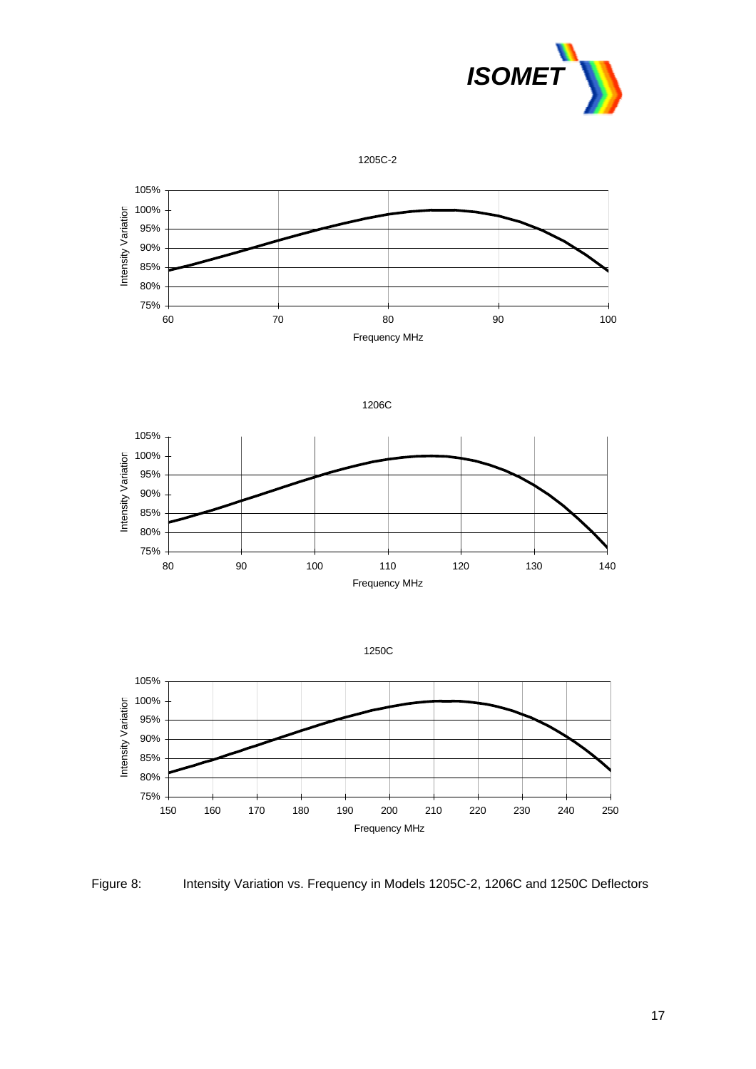1205C-2

1206C

1250C

Figure 8: Intensity Variation vs. Frequency in Models 1205C-2, 1206C and 1250C Deflectors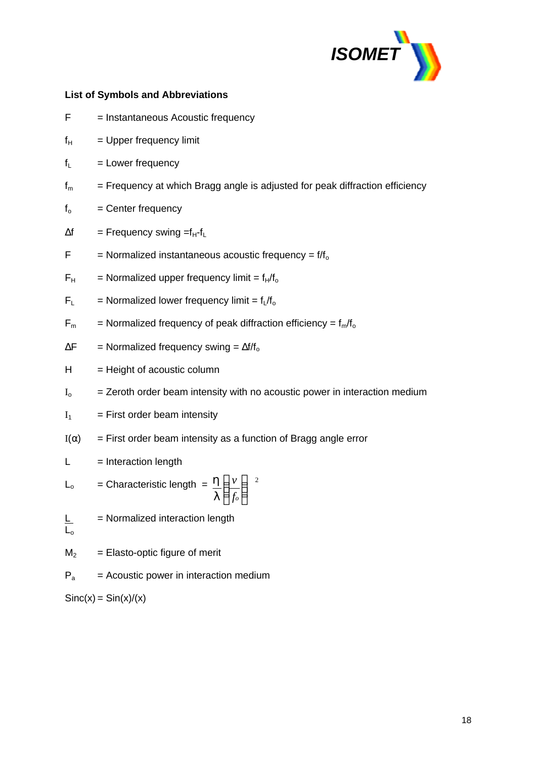**List of Symbols and Abbreviations**

F = Instantaneous Acoustic frequency

$f_H$ = Upper frequency limit

$f_L$ = Lower frequency

$f_m$ = Frequency at which Bragg angle is adjusted for peak diffraction efficiency

$f_o$ = Center frequency

$\Delta f$ = Frequency swing $= f_H - f_L$

F = Normalized instantaneous acoustic frequency = $f/f_o$

$F_H$ = Normalized upper frequency limit = $f_H/f_o$

$F_L$ = Normalized lower frequency limit = $f_L/f_o$

$F_m$ = Normalized frequency of peak diffraction efficiency = $f_m/f_o$

$\Delta F$ = Normalized frequency swing = $\Delta f/f_o$

H = Height of acoustic column

$I_o$ = Zeroth order beam intensity with no acoustic power in interaction medium

$I_1$ = First order beam intensity

$I(\alpha)$ = First order beam intensity as a function of Bragg angle error

L = Interaction length

$L_o$ = Characteristic length = $\frac{\eta}{\lambda}\left(\frac{v}{f_o}\right)^2$

$\frac{L}{L_o}$ = Normalized interaction length

$M_2$ = Elasto-optic figure of merit

$P_a$ = Acoustic power in interaction medium

Sinc(x) = Sin(x)/(x)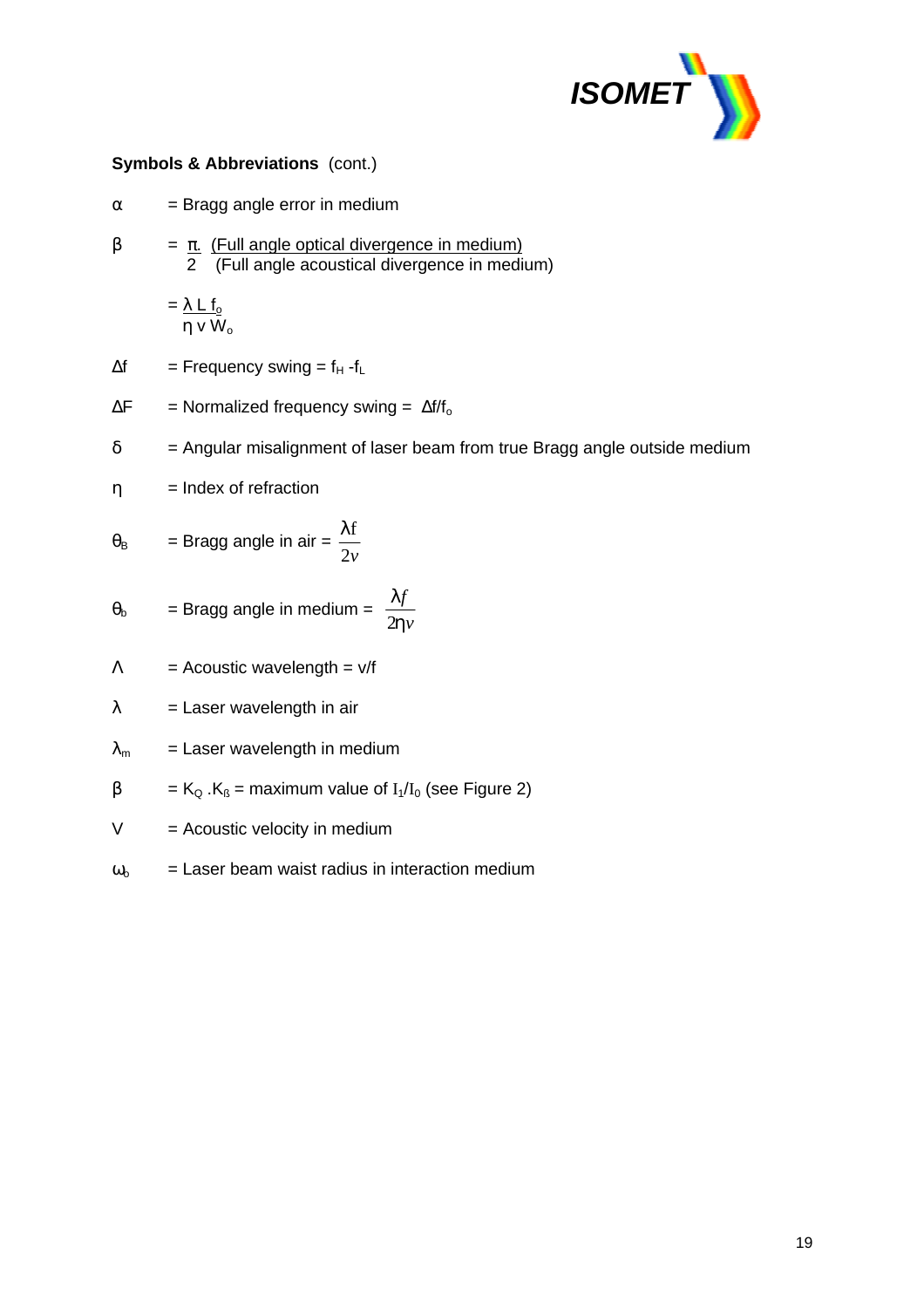**Symbols & Abbreviations** (cont.)

$\alpha$ = Bragg angle error in medium

$\beta$ = $\frac{\pi}{2} \cdot \frac{\text{(Full angle optical divergence in medium)}}{\text{(Full angle acoustical divergence in medium)}}$

= $\frac{\lambda\, L\, f_o}{\eta\, v\, W_o}$

$\Delta f$ = Frequency swing = $f_H - f_L$

$\Delta F$ = Normalized frequency swing = $\Delta f / f_o$

$\delta$ = Angular misalignment of laser beam from true Bragg angle outside medium

$\eta$ = Index of refraction

$\theta_B$ = Bragg angle in air = $\frac{\lambda f}{2v}$

$\theta_b$ = Bragg angle in medium = $\frac{\lambda f}{2\eta v}$

$\Lambda$ = Acoustic wavelength = v/f

$\lambda$ = Laser wavelength in air

$\lambda_m$ = Laser wavelength in medium

$\beta$ = $K_Q . K_\beta$ = maximum value of $I_1/I_0$ (see Figure 2)

V = Acoustic velocity in medium

$\omega_o$ = Laser beam waist radius in interaction medium